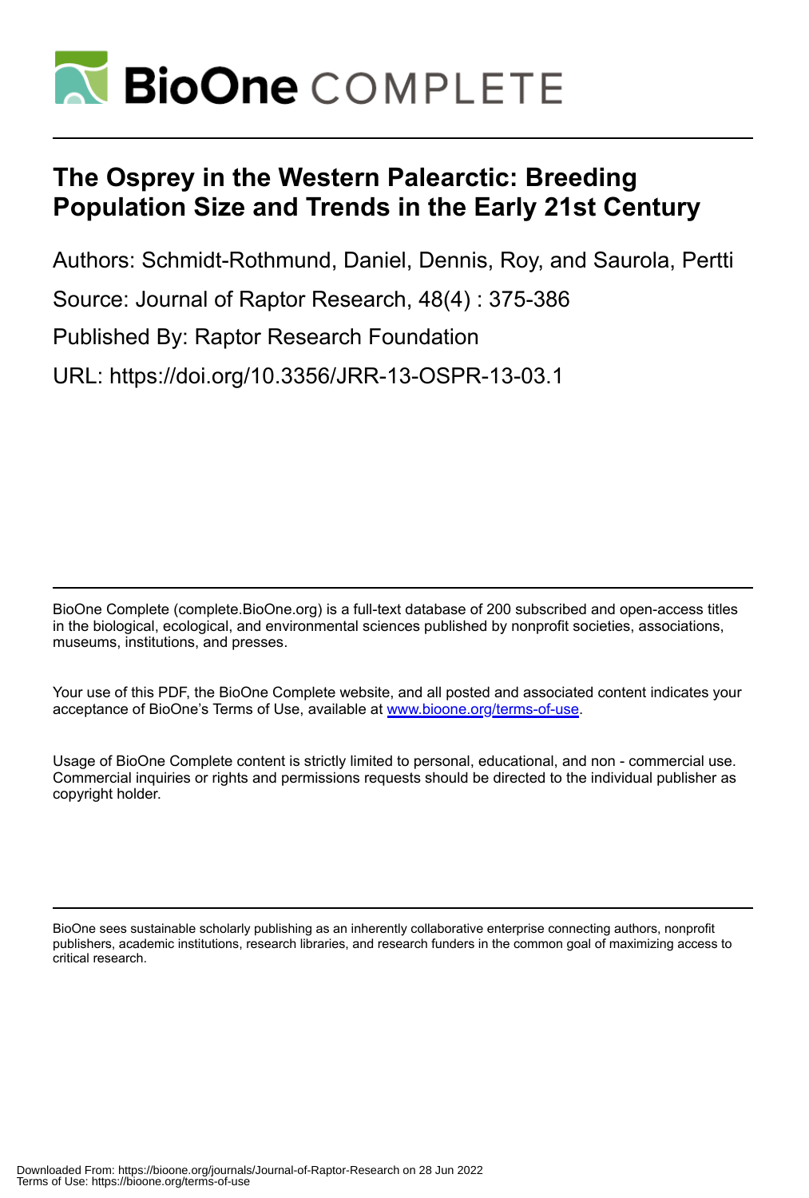# BioOne COMPLETE

## The Osprey in the Western Palearctic: Breeding Population Size and Trends in the Early 21st Century

Authors: Schmidt-Rothmund, Daniel, Dennis, Roy, and Saurola, Pertti

Source: Journal of Raptor Research, 48(4) : 375-386

Published By: Raptor Research Foundation

URL: https://doi.org/10.3356/JRR-13-OSPR-13-03.1

---

BioOne Complete (complete.BioOne.org) is a full-text database of 200 subscribed and open-access titles in the biological, ecological, and environmental sciences published by nonprofit societies, associations, museums, institutions, and presses.

Your use of this PDF, the BioOne Complete website, and all posted and associated content indicates your acceptance of BioOne's Terms of Use, available at www.bioone.org/terms-of-use.

Usage of BioOne Complete content is strictly limited to personal, educational, and non - commercial use. Commercial inquiries or rights and permissions requests should be directed to the individual publisher as copyright holder.

---

BioOne sees sustainable scholarly publishing as an inherently collaborative enterprise connecting authors, nonprofit publishers, academic institutions, research libraries, and research funders in the common goal of maximizing access to critical research.

Downloaded From: https://bioone.org/journals/Journal-of-Raptor-Research on 28 Jun 2022
Terms of Use: https://bioone.org/terms-of-use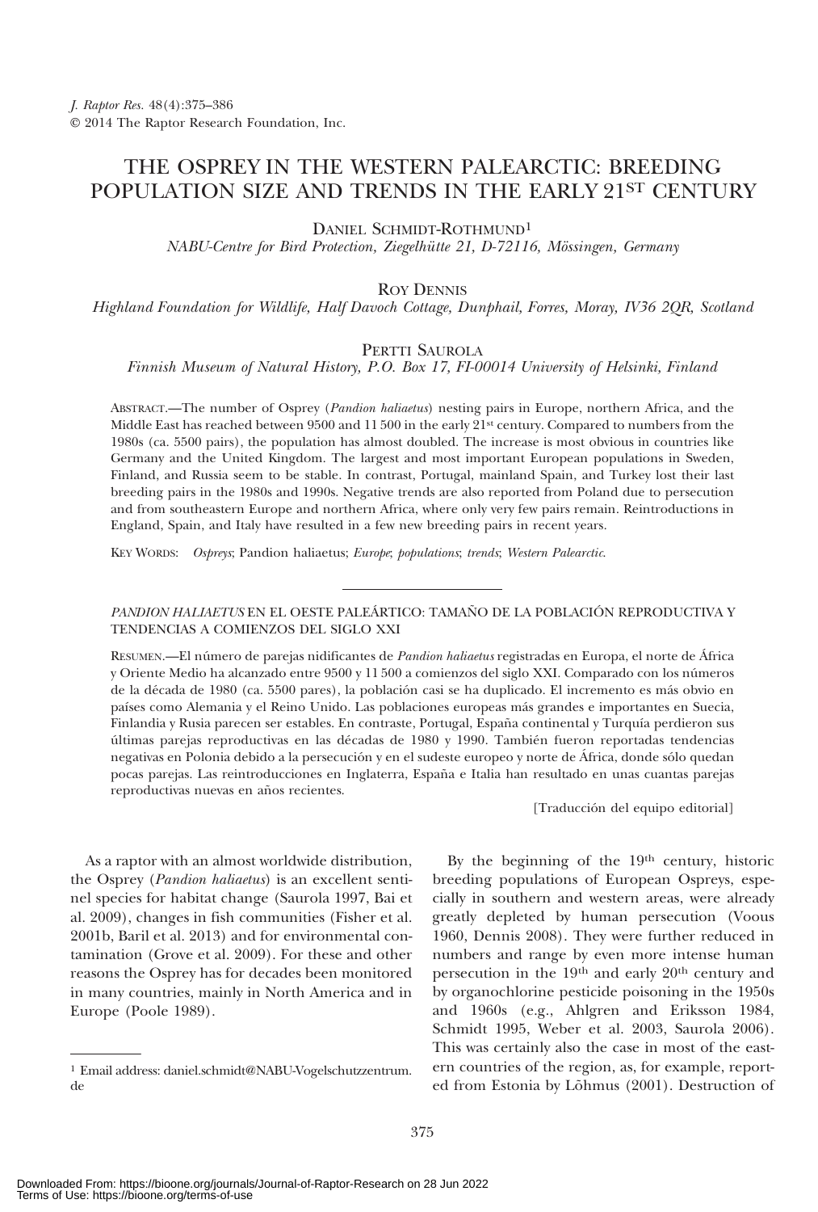# THE OSPREY IN THE WESTERN PALEARCTIC: BREEDING POPULATION SIZE AND TRENDS IN THE EARLY 21ST CENTURY

DANIEL SCHMIDT-ROTHMUND[1]

*NABU-Centre for Bird Protection, Ziegelhütte 21, D-72116, Mössingen, Germany*

ROY DENNIS

*Highland Foundation for Wildlife, Half Davoch Cottage, Dunphail, Forres, Moray, IV36 2QR, Scotland*

PERTTI SAUROLA

*Finnish Museum of Natural History, P.O. Box 17, FI-00014 University of Helsinki, Finland*

ABSTRACT.—The number of Osprey (*Pandion haliaetus*) nesting pairs in Europe, northern Africa, and the Middle East has reached between 9500 and 11 500 in the early 21st century. Compared to numbers from the 1980s (ca. 5500 pairs), the population has almost doubled. The increase is most obvious in countries like Germany and the United Kingdom. The largest and most important European populations in Sweden, Finland, and Russia seem to be stable. In contrast, Portugal, mainland Spain, and Turkey lost their last breeding pairs in the 1980s and 1990s. Negative trends are also reported from Poland due to persecution and from southeastern Europe and northern Africa, where only very few pairs remain. Reintroductions in England, Spain, and Italy have resulted in a few new breeding pairs in recent years.

KEY WORDS: *Ospreys*; Pandion haliaetus; *Europe*; *populations*; *trends*; *Western Palearctic*.

*PANDION HALIAETUS* EN EL OESTE PALEÁRTICO: TAMAÑO DE LA POBLACIÓN REPRODUCTIVA Y TENDENCIAS A COMIENZOS DEL SIGLO XXI

RESUMEN.—El número de parejas nidificantes de *Pandion haliaetus* registradas en Europa, el norte de África y Oriente Medio ha alcanzado entre 9500 y 11 500 a comienzos del siglo XXI. Comparado con los números de la década de 1980 (ca. 5500 pares), la población casi se ha duplicado. El incremento es más obvio en países como Alemania y el Reino Unido. Las poblaciones europeas más grandes e importantes en Suecia, Finlandia y Rusia parecen ser estables. En contraste, Portugal, España continental y Turquía perdieron sus últimas parejas reproductivas en las décadas de 1980 y 1990. También fueron reportadas tendencias negativas en Polonia debido a la persecución y en el sudeste europeo y norte de África, donde sólo quedan pocas parejas. Las reintroducciones en Inglaterra, España e Italia han resultado en unas cuantas parejas reproductivas nuevas en años recientes.

[Traducción del equipo editorial]

As a raptor with an almost worldwide distribution, the Osprey (*Pandion haliaetus*) is an excellent sentinel species for habitat change (Saurola 1997, Bai et al. 2009), changes in fish communities (Fisher et al. 2001b, Baril et al. 2013) and for environmental contamination (Grove et al. 2009). For these and other reasons the Osprey has for decades been monitored in many countries, mainly in North America and in Europe (Poole 1989).

By the beginning of the 19th century, historic breeding populations of European Ospreys, especially in southern and western areas, were already greatly depleted by human persecution (Voous 1960, Dennis 2008). They were further reduced in numbers and range by even more intense human persecution in the 19th and early 20th century and by organochlorine pesticide poisoning in the 1950s and 1960s (e.g., Ahlgren and Eriksson 1984, Schmidt 1995, Weber et al. 2003, Saurola 2006). This was certainly also the case in most of the eastern countries of the region, as, for example, reported from Estonia by Lõhmus (2001). Destruction of

[1] Email address: daniel.schmidt@NABU-Vogelschutzzentrum.de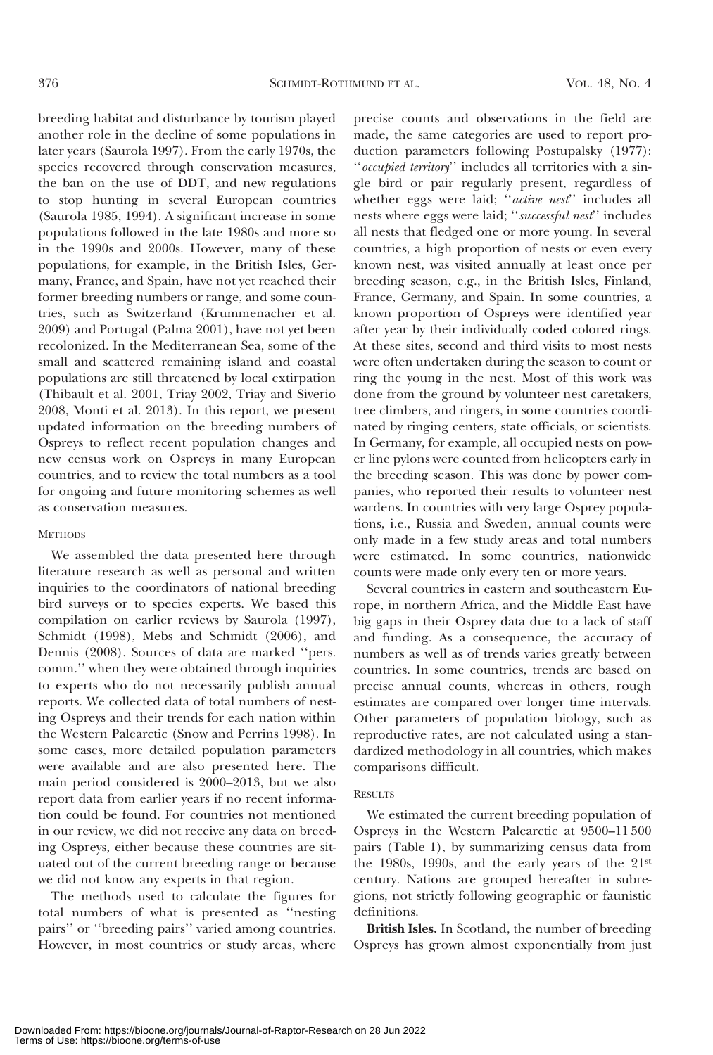breeding habitat and disturbance by tourism played another role in the decline of some populations in later years (Saurola 1997). From the early 1970s, the species recovered through conservation measures, the ban on the use of DDT, and new regulations to stop hunting in several European countries (Saurola 1985, 1994). A significant increase in some populations followed in the late 1980s and more so in the 1990s and 2000s. However, many of these populations, for example, in the British Isles, Germany, France, and Spain, have not yet reached their former breeding numbers or range, and some countries, such as Switzerland (Krummenacher et al. 2009) and Portugal (Palma 2001), have not yet been recolonized. In the Mediterranean Sea, some of the small and scattered remaining island and coastal populations are still threatened by local extirpation (Thibault et al. 2001, Triay 2002, Triay and Siverio 2008, Monti et al. 2013). In this report, we present updated information on the breeding numbers of Ospreys to reflect recent population changes and new census work on Ospreys in many European countries, and to review the total numbers as a tool for ongoing and future monitoring schemes as well as conservation measures.

## Methods

We assembled the data presented here through literature research as well as personal and written inquiries to the coordinators of national breeding bird surveys or to species experts. We based this compilation on earlier reviews by Saurola (1997), Schmidt (1998), Mebs and Schmidt (2006), and Dennis (2008). Sources of data are marked ''pers. comm.'' when they were obtained through inquiries to experts who do not necessarily publish annual reports. We collected data of total numbers of nesting Ospreys and their trends for each nation within the Western Palearctic (Snow and Perrins 1998). In some cases, more detailed population parameters were available and are also presented here. The main period considered is 2000–2013, but we also report data from earlier years if no recent information could be found. For countries not mentioned in our review, we did not receive any data on breeding Ospreys, either because these countries are situated out of the current breeding range or because we did not know any experts in that region.

The methods used to calculate the figures for total numbers of what is presented as ''nesting pairs'' or ''breeding pairs'' varied among countries. However, in most countries or study areas, where precise counts and observations in the field are made, the same categories are used to report production parameters following Postupalsky (1977): ''*occupied territory*'' includes all territories with a single bird or pair regularly present, regardless of whether eggs were laid; ''*active nest*'' includes all nests where eggs were laid; ''*successful nest*'' includes all nests that fledged one or more young. In several countries, a high proportion of nests or even every known nest, was visited annually at least once per breeding season, e.g., in the British Isles, Finland, France, Germany, and Spain. In some countries, a known proportion of Ospreys were identified year after year by their individually coded colored rings. At these sites, second and third visits to most nests were often undertaken during the season to count or ring the young in the nest. Most of this work was done from the ground by volunteer nest caretakers, tree climbers, and ringers, in some countries coordinated by ringing centers, state officials, or scientists. In Germany, for example, all occupied nests on power line pylons were counted from helicopters early in the breeding season. This was done by power companies, who reported their results to volunteer nest wardens. In countries with very large Osprey populations, i.e., Russia and Sweden, annual counts were only made in a few study areas and total numbers were estimated. In some countries, nationwide counts were made only every ten or more years.

Several countries in eastern and southeastern Europe, in northern Africa, and the Middle East have big gaps in their Osprey data due to a lack of staff and funding. As a consequence, the accuracy of numbers as well as of trends varies greatly between countries. In some countries, trends are based on precise annual counts, whereas in others, rough estimates are compared over longer time intervals. Other parameters of population biology, such as reproductive rates, are not calculated using a standardized methodology in all countries, which makes comparisons difficult.

## Results

We estimated the current breeding population of Ospreys in the Western Palearctic at 9500–11 500 pairs (Table 1), by summarizing census data from the 1980s, 1990s, and the early years of the 21st century. Nations are grouped hereafter in subregions, not strictly following geographic or faunistic definitions.

**British Isles.** In Scotland, the number of breeding Ospreys has grown almost exponentially from just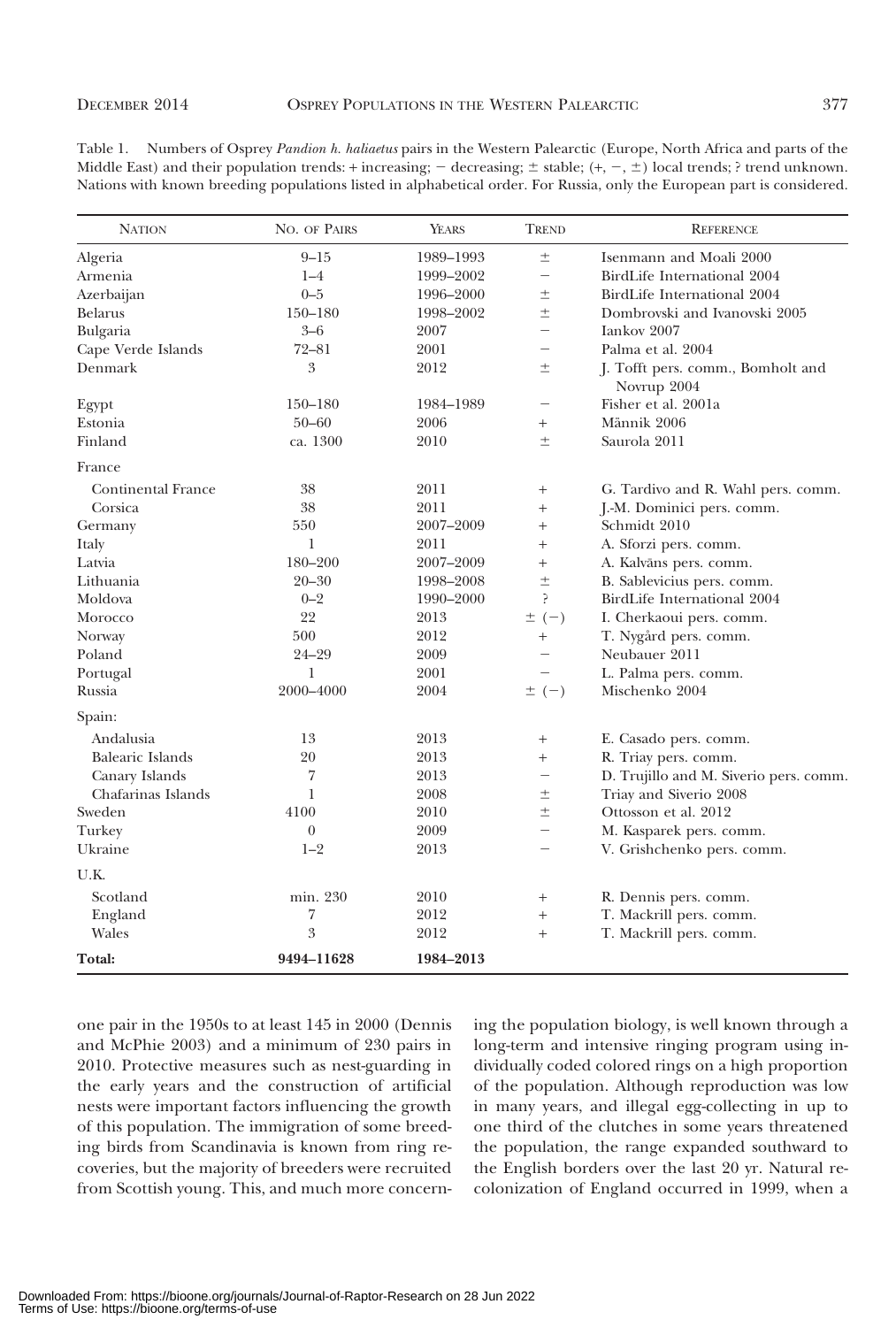Table 1. Numbers of Osprey *Pandion h. haliaetus* pairs in the Western Palearctic (Europe, North Africa and parts of the Middle East) and their population trends: + increasing; − decreasing; ± stable; (+, −, ±) local trends; ? trend unknown. Nations with known breeding populations listed in alphabetical order. For Russia, only the European part is considered.

| Nation | No. of Pairs | Years | Trend | Reference |
|---|---|---|---|---|
| Algeria | 9–15 | 1989–1993 | ± | Isenmann and Moali 2000 |
| Armenia | 1–4 | 1999–2002 | − | BirdLife International 2004 |
| Azerbaijan | 0–5 | 1996–2000 | ± | BirdLife International 2004 |
| Belarus | 150–180 | 1998–2002 | ± | Dombrovski and Ivanovski 2005 |
| Bulgaria | 3–6 | 2007 | − | Iankov 2007 |
| Cape Verde Islands | 72–81 | 2001 | − | Palma et al. 2004 |
| Denmark | 3 | 2012 | ± | J. Tofft pers. comm., Bomholt and Novrup 2004 |
| Egypt | 150–180 | 1984–1989 | − | Fisher et al. 2001a |
| Estonia | 50–60 | 2006 | + | Mãnnik 2006 |
| Finland | ca. 1300 | 2010 | ± | Saurola 2011 |
| France | | | | |
| Continental France | 38 | 2011 | + | G. Tardivo and R. Wahl pers. comm. |
| Corsica | 38 | 2011 | + | J.-M. Dominici pers. comm. |
| Germany | 550 | 2007–2009 | + | Schmidt 2010 |
| Italy | 1 | 2011 | + | A. Sforzi pers. comm. |
| Latvia | 180–200 | 2007–2009 | + | A. Kalvāns pers. comm. |
| Lithuania | 20–30 | 1998–2008 | ± | B. Sablevicius pers. comm. |
| Moldova | 0–2 | 1990–2000 | ? | BirdLife International 2004 |
| Morocco | 22 | 2013 | ± (−) | I. Cherkaoui pers. comm. |
| Norway | 500 | 2012 | + | T. Nygård pers. comm. |
| Poland | 24–29 | 2009 | − | Neubauer 2011 |
| Portugal | 1 | 2001 | − | L. Palma pers. comm. |
| Russia | 2000–4000 | 2004 | ± (−) | Mischenko 2004 |
| Spain: | | | | |
| Andalusia | 13 | 2013 | + | E. Casado pers. comm. |
| Balearic Islands | 20 | 2013 | + | R. Triay pers. comm. |
| Canary Islands | 7 | 2013 | − | D. Trujillo and M. Siverio pers. comm. |
| Chafarinas Islands | 1 | 2008 | ± | Triay and Siverio 2008 |
| Sweden | 4100 | 2010 | ± | Ottosson et al. 2012 |
| Turkey | 0 | 2009 | − | M. Kasparek pers. comm. |
| Ukraine | 1–2 | 2013 | − | V. Grishchenko pers. comm. |
| U.K. | | | | |
| Scotland | min. 230 | 2010 | + | R. Dennis pers. comm. |
| England | 7 | 2012 | + | T. Mackrill pers. comm. |
| Wales | 3 | 2012 | + | T. Mackrill pers. comm. |
| **Total:** | **9494–11628** | **1984–2013** | | |

one pair in the 1950s to at least 145 in 2000 (Dennis and McPhie 2003) and a minimum of 230 pairs in 2010. Protective measures such as nest-guarding in the early years and the construction of artificial nests were important factors influencing the growth of this population. The immigration of some breeding birds from Scandinavia is known from ring recoveries, but the majority of breeders were recruited from Scottish young. This, and much more concerning the population biology, is well known through a long-term and intensive ringing program using individually coded colored rings on a high proportion of the population. Although reproduction was low in many years, and illegal egg-collecting in up to one third of the clutches in some years threatened the population, the range expanded southward to the English borders over the last 20 yr. Natural recolonization of England occurred in 1999, when a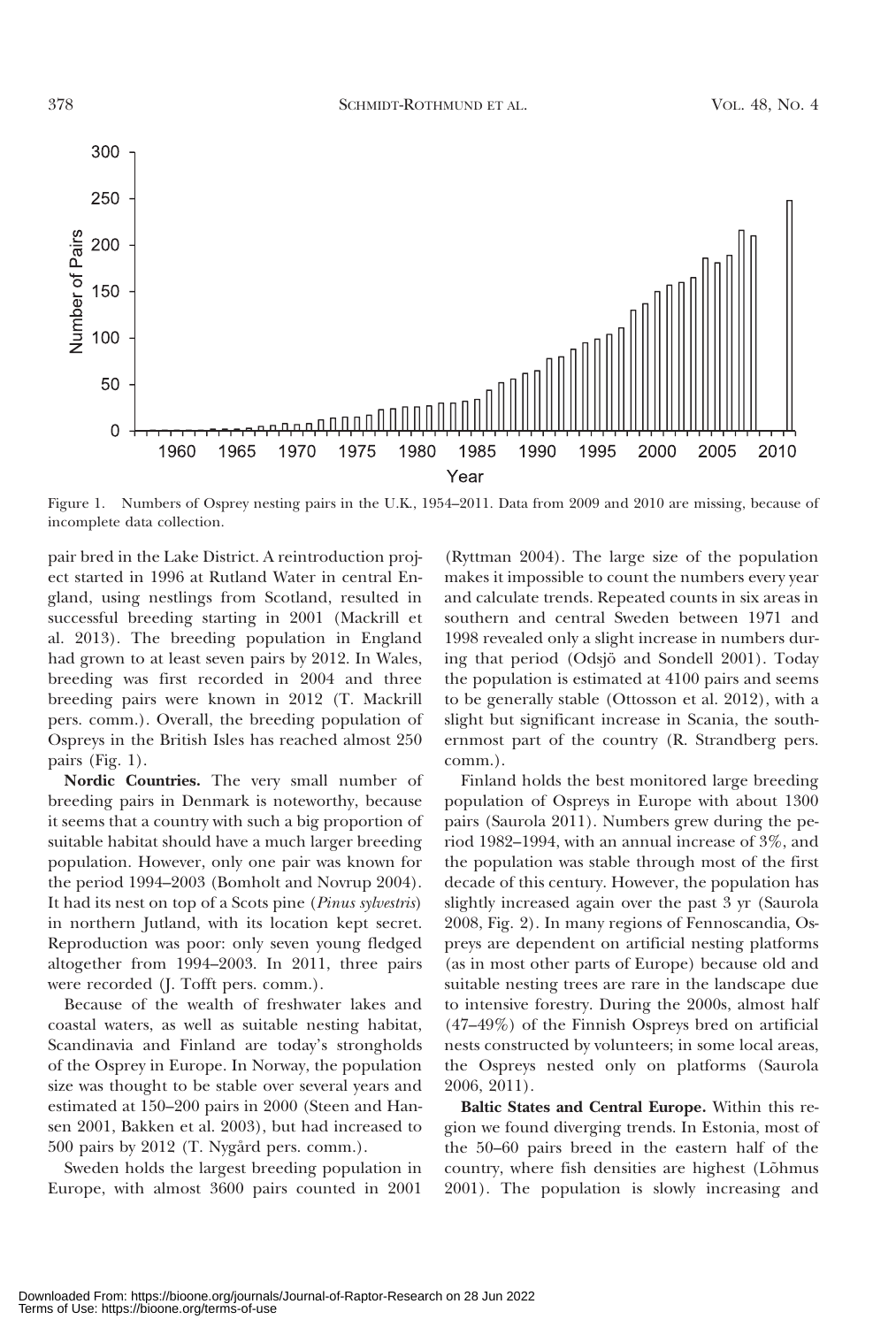Figure 1. Numbers of Osprey nesting pairs in the U.K., 1954–2011. Data from 2009 and 2010 are missing, because of incomplete data collection.

pair bred in the Lake District. A reintroduction project started in 1996 at Rutland Water in central England, using nestlings from Scotland, resulted in successful breeding starting in 2001 (Mackrill et al. 2013). The breeding population in England had grown to at least seven pairs by 2012. In Wales, breeding was first recorded in 2004 and three breeding pairs were known in 2012 (T. Mackrill pers. comm.). Overall, the breeding population of Ospreys in the British Isles has reached almost 250 pairs (Fig. 1).

**Nordic Countries.** The very small number of breeding pairs in Denmark is noteworthy, because it seems that a country with such a big proportion of suitable habitat should have a much larger breeding population. However, only one pair was known for the period 1994–2003 (Bomholt and Novrup 2004). It had its nest on top of a Scots pine (*Pinus sylvestris*) in northern Jutland, with its location kept secret. Reproduction was poor: only seven young fledged altogether from 1994–2003. In 2011, three pairs were recorded (J. Tofft pers. comm.).

Because of the wealth of freshwater lakes and coastal waters, as well as suitable nesting habitat, Scandinavia and Finland are today's strongholds of the Osprey in Europe. In Norway, the population size was thought to be stable over several years and estimated at 150–200 pairs in 2000 (Steen and Hansen 2001, Bakken et al. 2003), but had increased to 500 pairs by 2012 (T. Nygård pers. comm.).

Sweden holds the largest breeding population in Europe, with almost 3600 pairs counted in 2001 (Ryttman 2004). The large size of the population makes it impossible to count the numbers every year and calculate trends. Repeated counts in six areas in southern and central Sweden between 1971 and 1998 revealed only a slight increase in numbers during that period (Odsjö and Sondell 2001). Today the population is estimated at 4100 pairs and seems to be generally stable (Ottosson et al. 2012), with a slight but significant increase in Scania, the southernmost part of the country (R. Strandberg pers. comm.).

Finland holds the best monitored large breeding population of Ospreys in Europe with about 1300 pairs (Saurola 2011). Numbers grew during the period 1982–1994, with an annual increase of 3%, and the population was stable through most of the first decade of this century. However, the population has slightly increased again over the past 3 yr (Saurola 2008, Fig. 2). In many regions of Fennoscandia, Ospreys are dependent on artificial nesting platforms (as in most other parts of Europe) because old and suitable nesting trees are rare in the landscape due to intensive forestry. During the 2000s, almost half (47–49%) of the Finnish Ospreys bred on artificial nests constructed by volunteers; in some local areas, the Ospreys nested only on platforms (Saurola 2006, 2011).

**Baltic States and Central Europe.** Within this region we found diverging trends. In Estonia, most of the 50–60 pairs breed in the eastern half of the country, where fish densities are highest (Lõhmus 2001). The population is slowly increasing and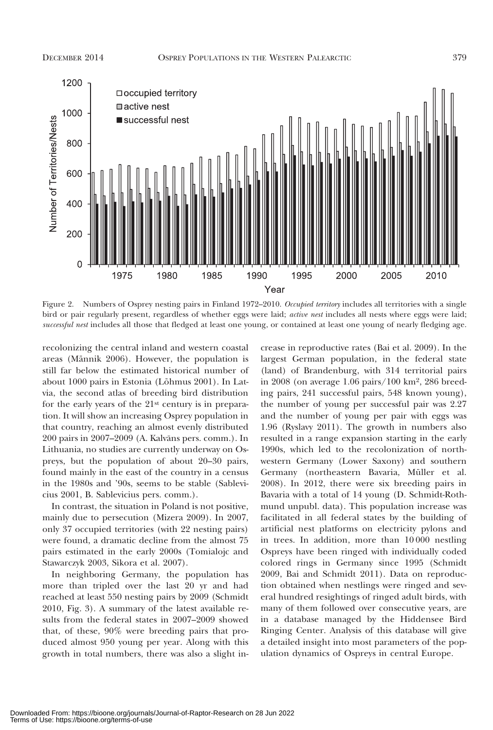Figure 2. Numbers of Osprey nesting pairs in Finland 1972–2010. *Occupied territory* includes all territories with a single bird or pair regularly present, regardless of whether eggs were laid; *active nest* includes all nests where eggs were laid; *successful nest* includes all those that fledged at least one young, or contained at least one young of nearly fledging age.

recolonizing the central inland and western coastal areas (Männik 2006). However, the population is still far below the estimated historical number of about 1000 pairs in Estonia (Lõhmus 2001). In Latvia, the second atlas of breeding bird distribution for the early years of the 21st century is in preparation. It will show an increasing Osprey population in that country, reaching an almost evenly distributed 200 pairs in 2007–2009 (A. Kalvāns pers. comm.). In Lithuania, no studies are currently underway on Ospreys, but the population of about 20–30 pairs, found mainly in the east of the country in a census in the 1980s and '90s, seems to be stable (Sablevicius 2001, B. Sablevicius pers. comm.).

In contrast, the situation in Poland is not positive, mainly due to persecution (Mizera 2009). In 2007, only 37 occupied territories (with 22 nesting pairs) were found, a dramatic decline from the almost 75 pairs estimated in the early 2000s (Tomialojc and Stawarczyk 2003, Sikora et al. 2007).

In neighboring Germany, the population has more than tripled over the last 20 yr and had reached at least 550 nesting pairs by 2009 (Schmidt 2010, Fig. 3). A summary of the latest available results from the federal states in 2007–2009 showed that, of these, 90% were breeding pairs that produced almost 950 young per year. Along with this growth in total numbers, there was also a slight increase in reproductive rates (Bai et al. 2009). In the largest German population, in the federal state (land) of Brandenburg, with 314 territorial pairs in 2008 (on average 1.06 pairs/100 km$^2$, 286 breeding pairs, 241 successful pairs, 548 known young), the number of young per successful pair was 2.27 and the number of young per pair with eggs was 1.96 (Ryslavy 2011). The growth in numbers also resulted in a range expansion starting in the early 1990s, which led to the recolonization of northwestern Germany (Lower Saxony) and southern Germany (northeastern Bavaria, Müller et al. 2008). In 2012, there were six breeding pairs in Bavaria with a total of 14 young (D. Schmidt-Rothmund unpubl. data). This population increase was facilitated in all federal states by the building of artificial nest platforms on electricity pylons and in trees. In addition, more than 10 000 nestling Ospreys have been ringed with individually coded colored rings in Germany since 1995 (Schmidt 2009, Bai and Schmidt 2011). Data on reproduction obtained when nestlings were ringed and several hundred resightings of ringed adult birds, with many of them followed over consecutive years, are in a database managed by the Hiddensee Bird Ringing Center. Analysis of this database will give a detailed insight into most parameters of the population dynamics of Ospreys in central Europe.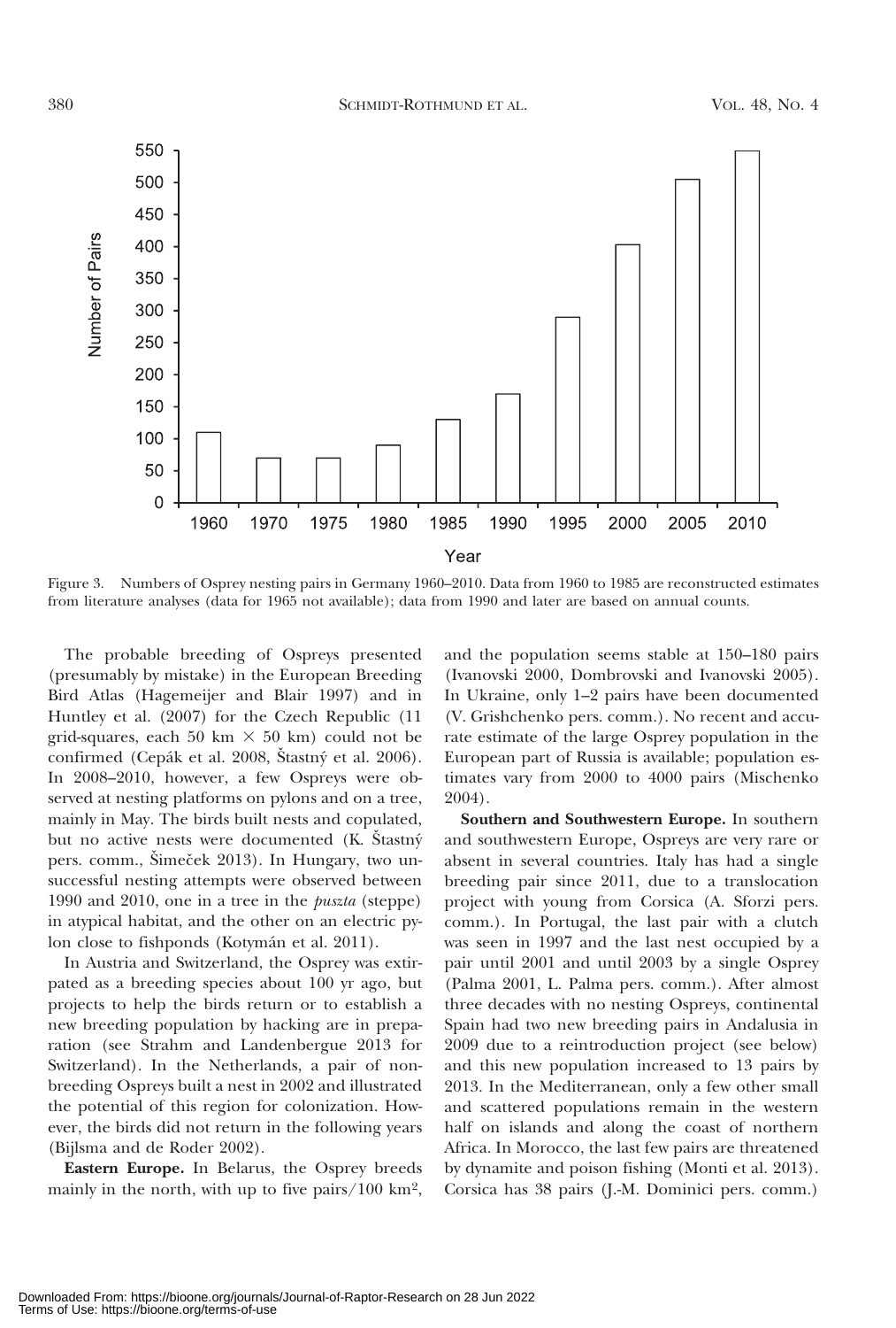Figure 3. Numbers of Osprey nesting pairs in Germany 1960–2010. Data from 1960 to 1985 are reconstructed estimates from literature analyses (data for 1965 not available); data from 1990 and later are based on annual counts.

The probable breeding of Ospreys presented (presumably by mistake) in the European Breeding Bird Atlas (Hagemeijer and Blair 1997) and in Huntley et al. (2007) for the Czech Republic (11 grid-squares, each 50 km × 50 km) could not be confirmed (Cepák et al. 2008, Šťastný et al. 2006). In 2008–2010, however, a few Ospreys were observed at nesting platforms on pylons and on a tree, mainly in May. The birds built nests and copulated, but no active nests were documented (K. Šťastný pers. comm., Šimeček 2013). In Hungary, two unsuccessful nesting attempts were observed between 1990 and 2010, one in a tree in the *puszta* (steppe) in atypical habitat, and the other on an electric pylon close to fishponds (Kotymán et al. 2011).

In Austria and Switzerland, the Osprey was extirpated as a breeding species about 100 yr ago, but projects to help the birds return or to establish a new breeding population by hacking are in preparation (see Strahm and Landenbergue 2013 for Switzerland). In the Netherlands, a pair of nonbreeding Ospreys built a nest in 2002 and illustrated the potential of this region for colonization. However, the birds did not return in the following years (Bijlsma and de Roder 2002).

**Eastern Europe.** In Belarus, the Osprey breeds mainly in the north, with up to five pairs/100 km², and the population seems stable at 150–180 pairs (Ivanovski 2000, Dombrovski and Ivanovski 2005). In Ukraine, only 1–2 pairs have been documented (V. Grishchenko pers. comm.). No recent and accurate estimate of the large Osprey population in the European part of Russia is available; population estimates vary from 2000 to 4000 pairs (Mischenko 2004).

**Southern and Southwestern Europe.** In southern and southwestern Europe, Ospreys are very rare or absent in several countries. Italy has had a single breeding pair since 2011, due to a translocation project with young from Corsica (A. Sforzi pers. comm.). In Portugal, the last pair with a clutch was seen in 1997 and the last nest occupied by a pair until 2001 and until 2003 by a single Osprey (Palma 2001, L. Palma pers. comm.). After almost three decades with no nesting Ospreys, continental Spain had two new breeding pairs in Andalusia in 2009 due to a reintroduction project (see below) and this new population increased to 13 pairs by 2013. In the Mediterranean, only a few other small and scattered populations remain in the western half on islands and along the coast of northern Africa. In Morocco, the last few pairs are threatened by dynamite and poison fishing (Monti et al. 2013). Corsica has 38 pairs (J.-M. Dominici pers. comm.)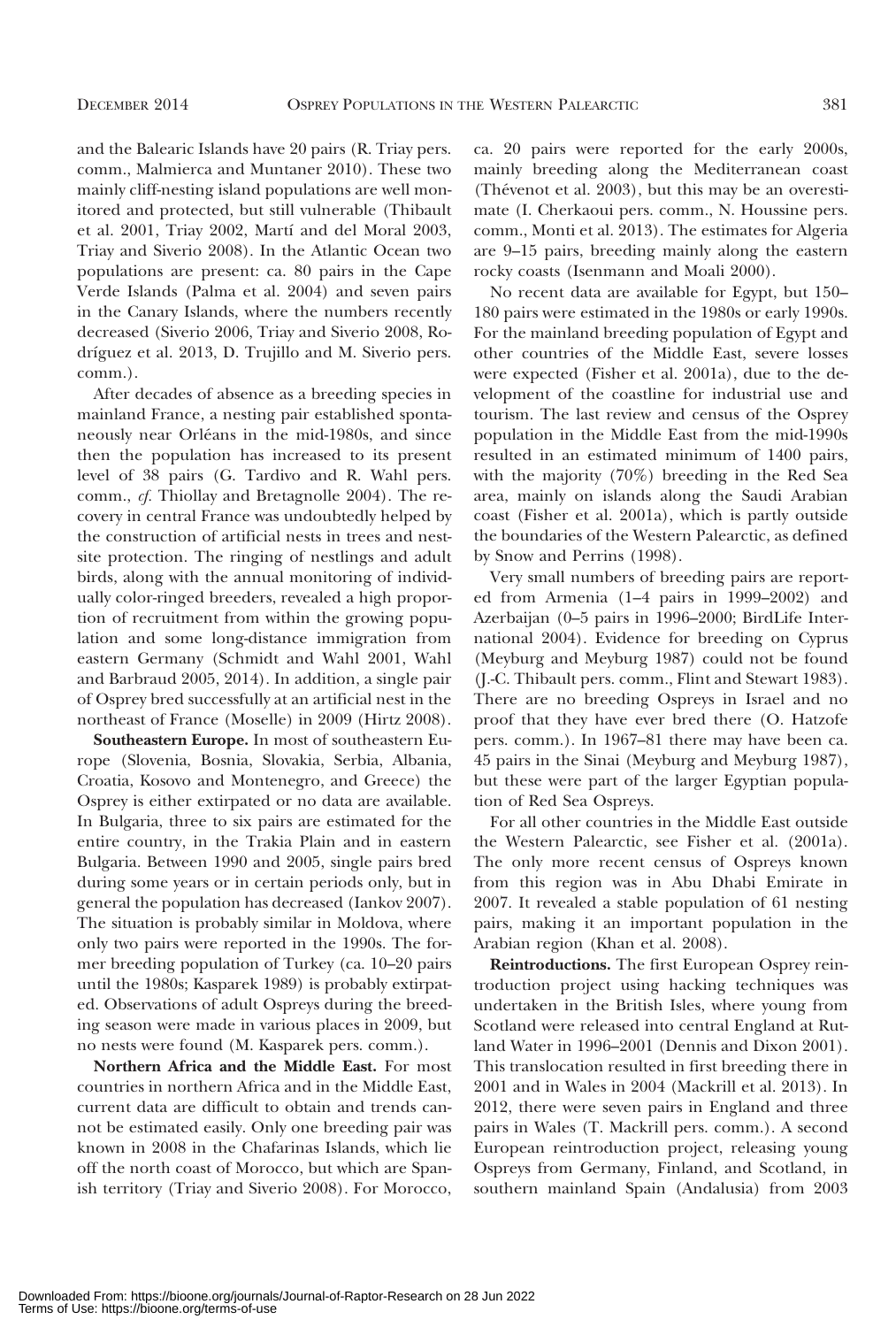and the Balearic Islands have 20 pairs (R. Triay pers. comm., Malmierca and Muntaner 2010). These two mainly cliff-nesting island populations are well monitored and protected, but still vulnerable (Thibault et al. 2001, Triay 2002, Martí and del Moral 2003, Triay and Siverio 2008). In the Atlantic Ocean two populations are present: ca. 80 pairs in the Cape Verde Islands (Palma et al. 2004) and seven pairs in the Canary Islands, where the numbers recently decreased (Siverio 2006, Triay and Siverio 2008, Rodríguez et al. 2013, D. Trujillo and M. Siverio pers. comm.).

After decades of absence as a breeding species in mainland France, a nesting pair established spontaneously near Orléans in the mid-1980s, and since then the population has increased to its present level of 38 pairs (G. Tardivo and R. Wahl pers. comm., *cf.* Thiollay and Bretagnolle 2004). The recovery in central France was undoubtedly helped by the construction of artificial nests in trees and nest-site protection. The ringing of nestlings and adult birds, along with the annual monitoring of individually color-ringed breeders, revealed a high proportion of recruitment from within the growing population and some long-distance immigration from eastern Germany (Schmidt and Wahl 2001, Wahl and Barbraud 2005, 2014). In addition, a single pair of Osprey bred successfully at an artificial nest in the northeast of France (Moselle) in 2009 (Hirtz 2008).

**Southeastern Europe.** In most of southeastern Europe (Slovenia, Bosnia, Slovakia, Serbia, Albania, Croatia, Kosovo and Montenegro, and Greece) the Osprey is either extirpated or no data are available. In Bulgaria, three to six pairs are estimated for the entire country, in the Trakia Plain and in eastern Bulgaria. Between 1990 and 2005, single pairs bred during some years or in certain periods only, but in general the population has decreased (Iankov 2007). The situation is probably similar in Moldova, where only two pairs were reported in the 1990s. The former breeding population of Turkey (ca. 10–20 pairs until the 1980s; Kasparek 1989) is probably extirpated. Observations of adult Ospreys during the breeding season were made in various places in 2009, but no nests were found (M. Kasparek pers. comm.).

**Northern Africa and the Middle East.** For most countries in northern Africa and in the Middle East, current data are difficult to obtain and trends cannot be estimated easily. Only one breeding pair was known in 2008 in the Chafarinas Islands, which lie off the north coast of Morocco, but which are Spanish territory (Triay and Siverio 2008). For Morocco, ca. 20 pairs were reported for the early 2000s, mainly breeding along the Mediterranean coast (Thévenot et al. 2003), but this may be an overestimate (I. Cherkaoui pers. comm., N. Houssine pers. comm., Monti et al. 2013). The estimates for Algeria are 9–15 pairs, breeding mainly along the eastern rocky coasts (Isenmann and Moali 2000).

No recent data are available for Egypt, but 150–180 pairs were estimated in the 1980s or early 1990s. For the mainland breeding population of Egypt and other countries of the Middle East, severe losses were expected (Fisher et al. 2001a), due to the development of the coastline for industrial use and tourism. The last review and census of the Osprey population in the Middle East from the mid-1990s resulted in an estimated minimum of 1400 pairs, with the majority (70%) breeding in the Red Sea area, mainly on islands along the Saudi Arabian coast (Fisher et al. 2001a), which is partly outside the boundaries of the Western Palearctic, as defined by Snow and Perrins (1998).

Very small numbers of breeding pairs are reported from Armenia (1–4 pairs in 1999–2002) and Azerbaijan (0–5 pairs in 1996–2000; BirdLife International 2004). Evidence for breeding on Cyprus (Meyburg and Meyburg 1987) could not be found (J.-C. Thibault pers. comm., Flint and Stewart 1983). There are no breeding Ospreys in Israel and no proof that they have ever bred there (O. Hatzofe pers. comm.). In 1967–81 there may have been ca. 45 pairs in the Sinai (Meyburg and Meyburg 1987), but these were part of the larger Egyptian population of Red Sea Ospreys.

For all other countries in the Middle East outside the Western Palearctic, see Fisher et al. (2001a). The only more recent census of Ospreys known from this region was in Abu Dhabi Emirate in 2007. It revealed a stable population of 61 nesting pairs, making it an important population in the Arabian region (Khan et al. 2008).

**Reintroductions.** The first European Osprey reintroduction project using hacking techniques was undertaken in the British Isles, where young from Scotland were released into central England at Rutland Water in 1996–2001 (Dennis and Dixon 2001). This translocation resulted in first breeding there in 2001 and in Wales in 2004 (Mackrill et al. 2013). In 2012, there were seven pairs in England and three pairs in Wales (T. Mackrill pers. comm.). A second European reintroduction project, releasing young Ospreys from Germany, Finland, and Scotland, in southern mainland Spain (Andalusia) from 2003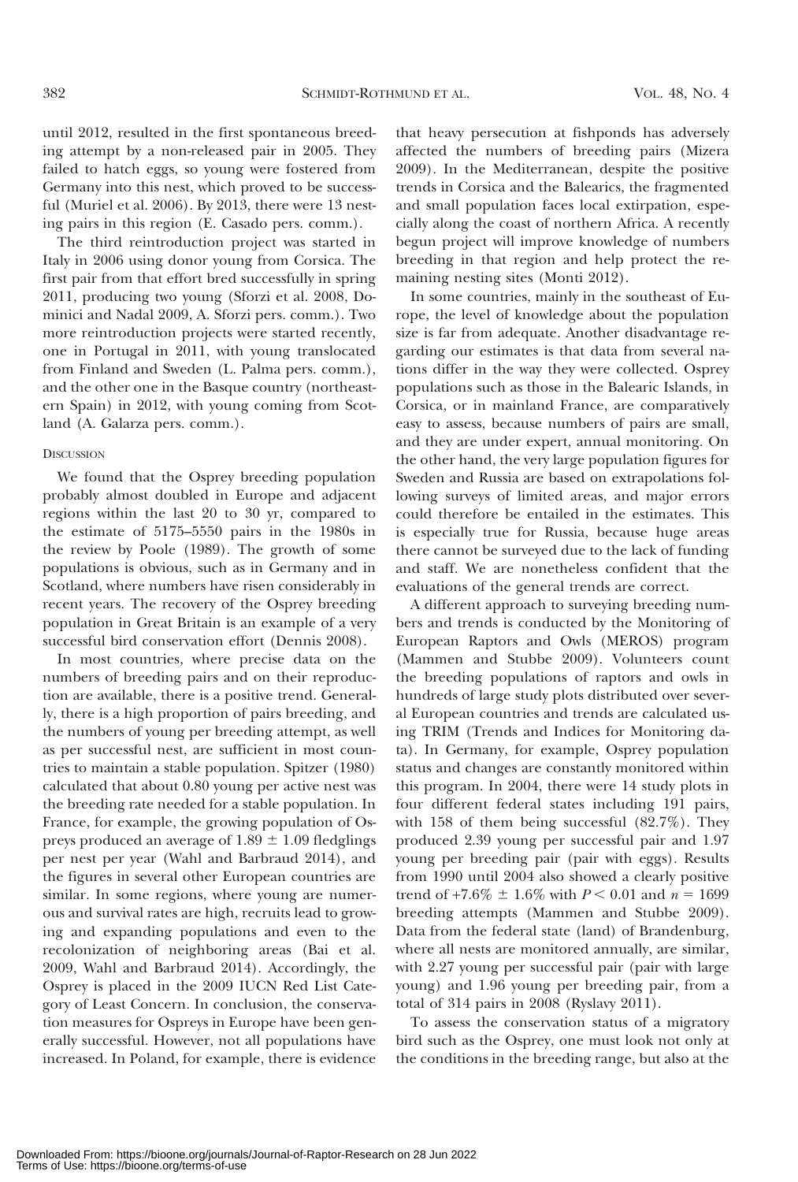until 2012, resulted in the first spontaneous breeding attempt by a non-released pair in 2005. They failed to hatch eggs, so young were fostered from Germany into this nest, which proved to be successful (Muriel et al. 2006). By 2013, there were 13 nesting pairs in this region (E. Casado pers. comm.).

The third reintroduction project was started in Italy in 2006 using donor young from Corsica. The first pair from that effort bred successfully in spring 2011, producing two young (Sforzi et al. 2008, Dominici and Nadal 2009, A. Sforzi pers. comm.). Two more reintroduction projects were started recently, one in Portugal in 2011, with young translocated from Finland and Sweden (L. Palma pers. comm.), and the other one in the Basque country (northeastern Spain) in 2012, with young coming from Scotland (A. Galarza pers. comm.).

## Discussion

We found that the Osprey breeding population probably almost doubled in Europe and adjacent regions within the last 20 to 30 yr, compared to the estimate of 5175–5550 pairs in the 1980s in the review by Poole (1989). The growth of some populations is obvious, such as in Germany and in Scotland, where numbers have risen considerably in recent years. The recovery of the Osprey breeding population in Great Britain is an example of a very successful bird conservation effort (Dennis 2008).

In most countries, where precise data on the numbers of breeding pairs and on their reproduction are available, there is a positive trend. Generally, there is a high proportion of pairs breeding, and the numbers of young per breeding attempt, as well as per successful nest, are sufficient in most countries to maintain a stable population. Spitzer (1980) calculated that about 0.80 young per active nest was the breeding rate needed for a stable population. In France, for example, the growing population of Ospreys produced an average of $1.89 \pm 1.09$ fledglings per nest per year (Wahl and Barbraud 2014), and the figures in several other European countries are similar. In some regions, where young are numerous and survival rates are high, recruits lead to growing and expanding populations and even to the recolonization of neighboring areas (Bai et al. 2009, Wahl and Barbraud 2014). Accordingly, the Osprey is placed in the 2009 IUCN Red List Category of Least Concern. In conclusion, the conservation measures for Ospreys in Europe have been generally successful. However, not all populations have increased. In Poland, for example, there is evidence that heavy persecution at fishponds has adversely affected the numbers of breeding pairs (Mizera 2009). In the Mediterranean, despite the positive trends in Corsica and the Balearics, the fragmented and small population faces local extirpation, especially along the coast of northern Africa. A recently begun project will improve knowledge of numbers breeding in that region and help protect the remaining nesting sites (Monti 2012).

In some countries, mainly in the southeast of Europe, the level of knowledge about the population size is far from adequate. Another disadvantage regarding our estimates is that data from several nations differ in the way they were collected. Osprey populations such as those in the Balearic Islands, in Corsica, or in mainland France, are comparatively easy to assess, because numbers of pairs are small, and they are under expert, annual monitoring. On the other hand, the very large population figures for Sweden and Russia are based on extrapolations following surveys of limited areas, and major errors could therefore be entailed in the estimates. This is especially true for Russia, because huge areas there cannot be surveyed due to the lack of funding and staff. We are nonetheless confident that the evaluations of the general trends are correct.

A different approach to surveying breeding numbers and trends is conducted by the Monitoring of European Raptors and Owls (MEROS) program (Mammen and Stubbe 2009). Volunteers count the breeding populations of raptors and owls in hundreds of large study plots distributed over several European countries and trends are calculated using TRIM (Trends and Indices for Monitoring data). In Germany, for example, Osprey population status and changes are constantly monitored within this program. In 2004, there were 14 study plots in four different federal states including 191 pairs, with 158 of them being successful (82.7%). They produced 2.39 young per successful pair and 1.97 young per breeding pair (pair with eggs). Results from 1990 until 2004 also showed a clearly positive trend of $+7.6\% \pm 1.6\%$ with $P < 0.01$ and $n = 1699$ breeding attempts (Mammen and Stubbe 2009). Data from the federal state (land) of Brandenburg, where all nests are monitored annually, are similar, with 2.27 young per successful pair (pair with large young) and 1.96 young per breeding pair, from a total of 314 pairs in 2008 (Ryslavy 2011).

To assess the conservation status of a migratory bird such as the Osprey, one must look not only at the conditions in the breeding range, but also at the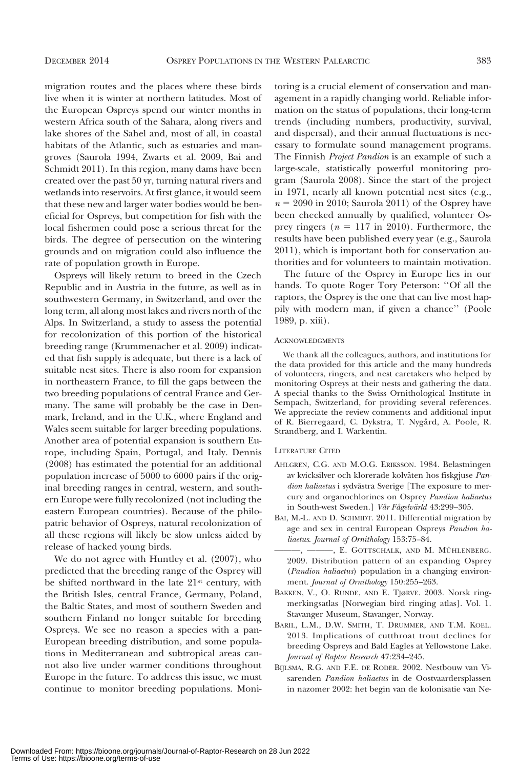migration routes and the places where these birds live when it is winter at northern latitudes. Most of the European Ospreys spend our winter months in western Africa south of the Sahara, along rivers and lake shores of the Sahel and, most of all, in coastal habitats of the Atlantic, such as estuaries and mangroves (Saurola 1994, Zwarts et al. 2009, Bai and Schmidt 2011). In this region, many dams have been created over the past 50 yr, turning natural rivers and wetlands into reservoirs. At first glance, it would seem that these new and larger water bodies would be beneficial for Ospreys, but competition for fish with the local fishermen could pose a serious threat for the birds. The degree of persecution on the wintering grounds and on migration could also influence the rate of population growth in Europe.

Ospreys will likely return to breed in the Czech Republic and in Austria in the future, as well as in southwestern Germany, in Switzerland, and over the long term, all along most lakes and rivers north of the Alps. In Switzerland, a study to assess the potential for recolonization of this portion of the historical breeding range (Krummenacher et al. 2009) indicated that fish supply is adequate, but there is a lack of suitable nest sites. There is also room for expansion in northeastern France, to fill the gaps between the two breeding populations of central France and Germany. The same will probably be the case in Denmark, Ireland, and in the U.K., where England and Wales seem suitable for larger breeding populations. Another area of potential expansion is southern Europe, including Spain, Portugal, and Italy. Dennis (2008) has estimated the potential for an additional population increase of 5000 to 6000 pairs if the original breeding ranges in central, western, and southern Europe were fully recolonized (not including the eastern European countries). Because of the philopatric behavior of Ospreys, natural recolonization of all these regions will likely be slow unless aided by release of hacked young birds.

We do not agree with Huntley et al. (2007), who predicted that the breeding range of the Osprey will be shifted northward in the late 21st century, with the British Isles, central France, Germany, Poland, the Baltic States, and most of southern Sweden and southern Finland no longer suitable for breeding Ospreys. We see no reason a species with a pan-European breeding distribution, and some populations in Mediterranean and subtropical areas cannot also live under warmer conditions throughout Europe in the future. To address this issue, we must continue to monitor breeding populations. Monitoring is a crucial element of conservation and management in a rapidly changing world. Reliable information on the status of populations, their long-term trends (including numbers, productivity, survival, and dispersal), and their annual fluctuations is necessary to formulate sound management programs. The Finnish *Project Pandion* is an example of such a large-scale, statistically powerful monitoring program (Saurola 2008). Since the start of the project in 1971, nearly all known potential nest sites (e.g., $n = 2090$ in 2010; Saurola 2011) of the Osprey have been checked annually by qualified, volunteer Osprey ringers ($n = 117$ in 2010). Furthermore, the results have been published every year (e.g., Saurola 2011), which is important both for conservation authorities and for volunteers to maintain motivation.

The future of the Osprey in Europe lies in our hands. To quote Roger Tory Peterson: ''Of all the raptors, the Osprey is the one that can live most happily with modern man, if given a chance'' (Poole 1989, p. xiii).

## Acknowledgments

We thank all the colleagues, authors, and institutions for the data provided for this article and the many hundreds of volunteers, ringers, and nest caretakers who helped by monitoring Ospreys at their nests and gathering the data. A special thanks to the Swiss Ornithological Institute in Sempach, Switzerland, for providing several references. We appreciate the review comments and additional input of R. Bierregaard, C. Dykstra, T. Nygård, A. Poole, R. Strandberg, and I. Warkentin.

## Literature Cited

Ahlgren, C.G. and M.O.G. Eriksson. 1984. Belastningen av kvicksilver och klorerade kolväten hos fiskgjuse *Pandion haliaetus* i sydvästra Sverige [The exposure to mercury and organochlorines on Osprey *Pandion haliaetus* in South-west Sweden.] *Vår Fågelvärld* 43:299–305.

Bai, M.-L. and D. Schmidt. 2011. Differential migration by age and sex in central European Ospreys *Pandion haliaetus*. *Journal of Ornithology* 153:75–84.

———, ———, E. Gottschalk, and M. Mühlenberg. 2009. Distribution pattern of an expanding Osprey (*Pandion haliaetus*) population in a changing environment. *Journal of Ornithology* 150:255–263.

Bakken, V., O. Runde, and E. Tjørve. 2003. Norsk ringmerkingsatlas [Norwegian bird ringing atlas]. Vol. 1. Stavanger Museum, Stavanger, Norway.

Baril, L.M., D.W. Smith, T. Drummer, and T.M. Koel. 2013. Implications of cutthroat trout declines for breeding Ospreys and Bald Eagles at Yellowstone Lake. *Journal of Raptor Research* 47:234–245.

Bijlsma, R.G. and F.E. de Roder. 2002. Nestbouw van Visarenden *Pandion haliaetus* in de Oostvaardersplassen in nazomer 2002: het begin van de kolonisatie van Ne-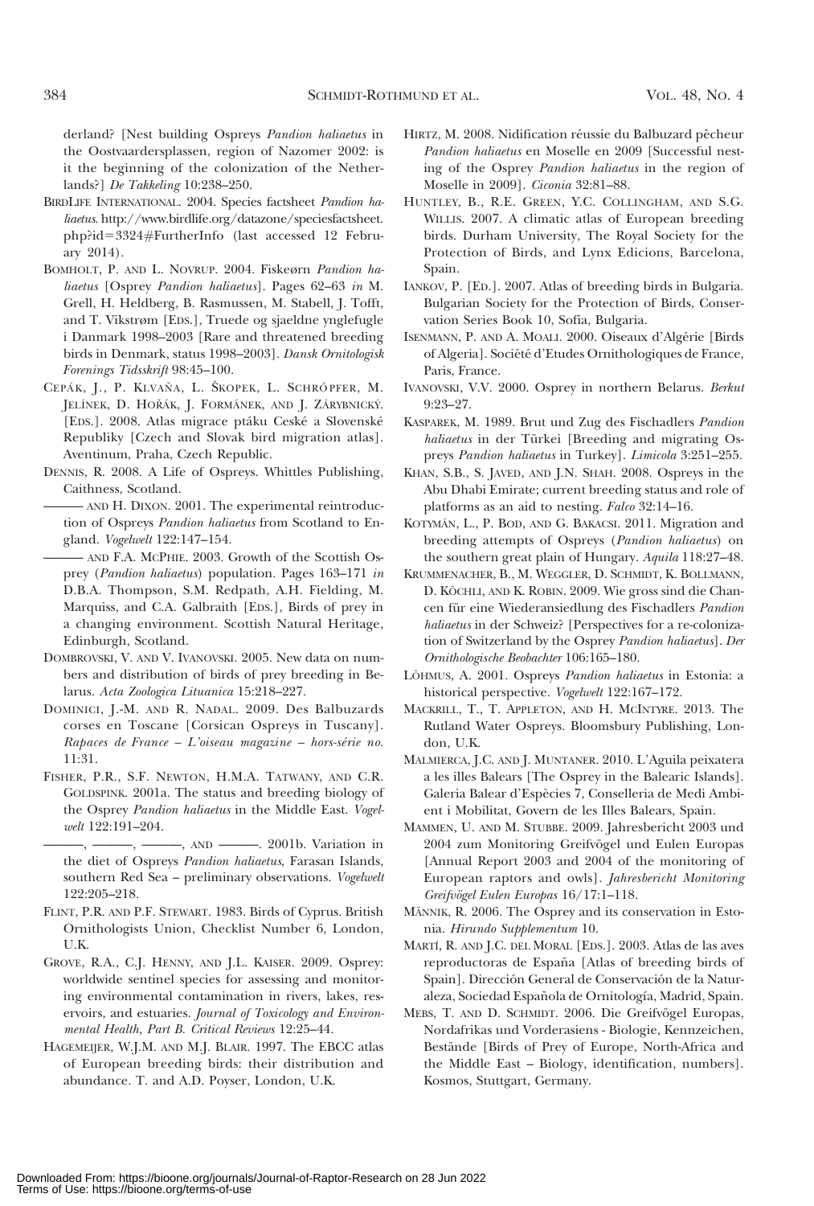derland? [Nest building Ospreys *Pandion haliaetus* in the Oostvaardersplassen, region of Nazomer 2002: is it the beginning of the colonization of the Netherlands?] *De Takkeling* 10:238–250.

BirdLife International. 2004. Species factsheet *Pandion haliaetus*. http://www.birdlife.org/datazone/speciesfactsheet.php?id=3324#FurtherInfo (last accessed 12 February 2014).

Bomholt, P. and L. Novrup. 2004. Fiskeørn *Pandion haliaetus* [Osprey *Pandion haliaetus*]. Pages 62–63 *in* M. Grell, H. Heldberg, B. Rasmussen, M. Stabell, J. Tofft, and T. Vikstrøm [Eds.], Truede og sjaeldne ynglefugle i Danmark 1998–2003 [Rare and threatened breeding birds in Denmark, status 1998–2003]. *Dansk Ornitologisk Forenings Tidsskrift* 98:45–100.

Cepák, J., P. Klvaňa, L. Škopek, L. Schröpfer, M. Jelínek, D. Hořák, J. Formánek, and J. Zárybnický. [Eds.]. 2008. Atlas migrace ptáku Ceské a Slovenské Republiky [Czech and Slovak bird migration atlas]. Aventinum, Praha, Czech Republic.

Dennis, R. 2008. A Life of Ospreys. Whittles Publishing, Caithness, Scotland.

——— and H. Dixon. 2001. The experimental reintroduction of Ospreys *Pandion haliaetus* from Scotland to England. *Vogelwelt* 122:147–154.

——— and F.A. McPhie. 2003. Growth of the Scottish Osprey (*Pandion haliaetus*) population. Pages 163–171 *in* D.B.A. Thompson, S.M. Redpath, A.H. Fielding, M. Marquiss, and C.A. Galbraith [Eds.], Birds of prey in a changing environment. Scottish Natural Heritage, Edinburgh, Scotland.

Dombrovski, V. and V. Ivanovski. 2005. New data on numbers and distribution of birds of prey breeding in Belarus. *Acta Zoologica Lituanica* 15:218–227.

Dominici, J.-M. and R. Nadal. 2009. Des Balbuzards corses en Toscane [Corsican Ospreys in Tuscany]. *Rapaces de France – L'oiseau magazine – hors-série no.* 11:31.

Fisher, P.R., S.F. Newton, H.M.A. Tatwany, and C.R. Goldspink. 2001a. The status and breeding biology of the Osprey *Pandion haliaetus* in the Middle East. *Vogelwelt* 122:191–204.

———, ———, ———, and ———. 2001b. Variation in the diet of Ospreys *Pandion haliaetus*, Farasan Islands, southern Red Sea – preliminary observations. *Vogelwelt* 122:205–218.

Flint, P.R. and P.F. Stewart. 1983. Birds of Cyprus. British Ornithologists Union, Checklist Number 6, London, U.K.

Grove, R.A., C.J. Henny, and J.L. Kaiser. 2009. Osprey: worldwide sentinel species for assessing and monitoring environmental contamination in rivers, lakes, reservoirs, and estuaries. *Journal of Toxicology and Environmental Health, Part B. Critical Reviews* 12:25–44.

Hagemeijer, W.J.M. and M.J. Blair. 1997. The EBCC atlas of European breeding birds: their distribution and abundance. T. and A.D. Poyser, London, U.K.

Hirtz, M. 2008. Nidification réussie du Balbuzard pêcheur *Pandion haliaetus* en Moselle en 2009 [Successful nesting of the Osprey *Pandion haliaetus* in the region of Moselle in 2009]. *Ciconia* 32:81–88.

Huntley, B., R.E. Green, Y.C. Collingham, and S.G. Willis. 2007. A climatic atlas of European breeding birds. Durham University, The Royal Society for the Protection of Birds, and Lynx Edicions, Barcelona, Spain.

Iankov, P. [Ed.]. 2007. Atlas of breeding birds in Bulgaria. Bulgarian Society for the Protection of Birds, Conservation Series Book 10, Sofia, Bulgaria.

Isenmann, P. and A. Moali. 2000. Oiseaux d'Algérie [Birds of Algeria]. Société d'Etudes Ornithologiques de France, Paris, France.

Ivanovski, V.V. 2000. Osprey in northern Belarus. *Berkut* 9:23–27.

Kasparek, M. 1989. Brut und Zug des Fischadlers *Pandion haliaetus* in der Türkei [Breeding and migrating Ospreys *Pandion haliaetus* in Turkey]. *Limicola* 3:251–255.

Khan, S.B., S. Javed, and J.N. Shah. 2008. Ospreys in the Abu Dhabi Emirate; current breeding status and role of platforms as an aid to nesting. *Falco* 32:14–16.

Kotymán, L., P. Bod, and G. Bakacsi. 2011. Migration and breeding attempts of Ospreys (*Pandion haliaetus*) on the southern great plain of Hungary. *Aquila* 118:27–48.

Krummenacher, B., M. Weggler, D. Schmidt, K. Bollmann, D. Köchli, and K. Robin. 2009. Wie gross sind die Chancen für eine Wiederansiedlung des Fischadlers *Pandion haliaetus* in der Schweiz? [Perspectives for a re-colonization of Switzerland by the Osprey *Pandion haliaetus*]. *Der Ornithologische Beobachter* 106:165–180.

Lõhmus, A. 2001. Ospreys *Pandion haliaetus* in Estonia: a historical perspective. *Vogelwelt* 122:167–172.

Mackrill, T., T. Appleton, and H. McIntyre. 2013. The Rutland Water Ospreys. Bloomsbury Publishing, London, U.K.

Malmierca, J.C. and J. Muntaner. 2010. L'Aguila peixatera a les illes Balears [The Osprey in the Balearic Islands]. Galeria Balear d'Espècies 7, Conselleria de Medi Ambient i Mobilitat, Govern de les Illes Balears, Spain.

Mammen, U. and M. Stubbe. 2009. Jahresbericht 2003 und 2004 zum Monitoring Greifvögel und Eulen Europas [Annual Report 2003 and 2004 of the monitoring of European raptors and owls]. *Jahresbericht Monitoring Greifvögel Eulen Europas* 16/17:1–118.

Männik, R. 2006. The Osprey and its conservation in Estonia. *Hirundo Supplementum* 10.

Martí, R. and J.C. del Moral [Eds.]. 2003. Atlas de las aves reproductoras de España [Atlas of breeding birds of Spain]. Dirección General de Conservación de la Naturaleza, Sociedad Española de Ornitología, Madrid, Spain.

Mebs, T. and D. Schmidt. 2006. Die Greifvögel Europas, Nordafrikas und Vorderasiens - Biologie, Kennzeichen, Bestände [Birds of Prey of Europe, North-Africa and the Middle East – Biology, identification, numbers]. Kosmos, Stuttgart, Germany.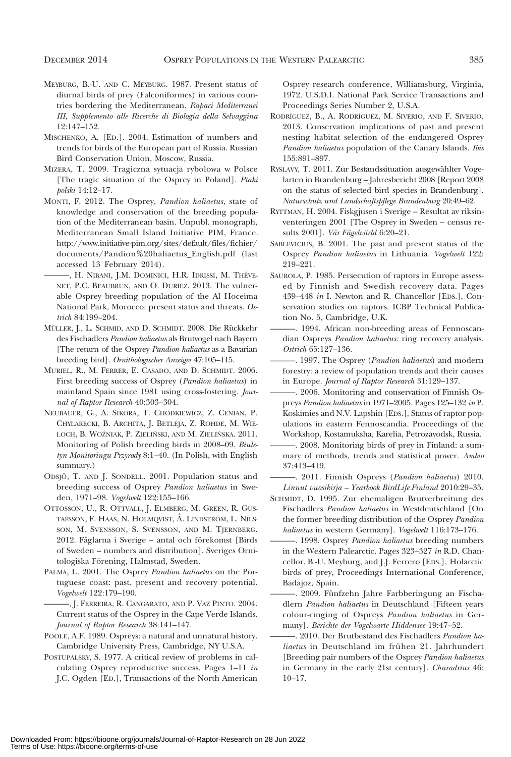Meyburg, B.-U. and C. Meyburg. 1987. Present status of diurnal birds of prey (Falconiformes) in various countries bordering the Mediterranean. *Rapaci Mediterranei III, Supplemento alle Ricerche di Biologia della Selvaggina* 12:147–152.

Mischenko, A. [Ed.]. 2004. Estimation of numbers and trends for birds of the European part of Russia. Russian Bird Conservation Union, Moscow, Russia.

Mizera, T. 2009. Tragiczna sytuacja rybolowa w Polsce [The tragic situation of the Osprey in Poland]. *Ptaki polski* 14:12–17.

Monti, F. 2012. The Osprey, *Pandion haliaetus*, state of knowledge and conservation of the breeding population of the Mediterranean basin. Unpubl. monograph, Mediterranean Small Island Initiative PIM, France. http://www.initiative-pim.org/sites/default/files/fichier/documents/Pandion%20haliaetus_English.pdf (last accessed 13 February 2014).

———, H. Nibani, J.M. Dominici, H.R. Idrissi, M. Thévenet, P.C. Beaubrun, and O. Duriez. 2013. The vulnerable Osprey breeding population of the Al Hoceima National Park, Morocco: present status and threats. *Ostrich* 84:199–204.

Müller, J., L. Schmid, and D. Schmidt. 2008. Die Rückkehr des Fischadlers *Pandion haliaetus* als Brutvogel nach Bayern [The return of the Osprey *Pandion haliaetus* as a Bavarian breeding bird]. *Ornithologischer Anzeiger* 47:105–115.

Muriel, R., M. Ferrer, E. Casado, and D. Schmidt. 2006. First breeding success of Osprey (*Pandion haliaetus*) in mainland Spain since 1981 using cross-fostering. *Journal of Raptor Research* 40:303–304.

Neubauer, G., A. Sikora, T. Chodkiewicz, Z. Cenian, P. Chylarecki, B. Archita, J. Betleja, Z. Rohde, M. Wieloch, B. Woźniak, P. Zieliński, and M. Zielińska. 2011. Monitoring of Polish breeding birds in 2008–09. *Biuletyn Monitoringu Przyrody* 8:1–40. (In Polish, with English summary.)

Odsjö, T. and J. Sondell. 2001. Population status and breeding success of Osprey *Pandion haliaetus* in Sweden, 1971–98. *Vogelwelt* 122:155–166.

Ottosson, U., R. Ottvall, J. Elmberg, M. Green, R. Gustafsson, F. Haas, N. Holmqvist, Å. Lindström, L. Nilsson, M. Svensson, S. Svensson, and M. Tjernberg. 2012. Fåglarna i Sverige – antal och förekomst [Birds of Sweden – numbers and distribution]. Sveriges Ornitologiska Förening, Halmstad, Sweden.

Palma, L. 2001. The Osprey *Pandion haliaetus* on the Portuguese coast: past, present and recovery potential. *Vogelwelt* 122:179–190.

———, J. Ferreira, R. Cangarato, and P. Vaz Pinto. 2004. Current status of the Osprey in the Cape Verde Islands. *Journal of Raptor Research* 38:141–147.

Poole, A.F. 1989. Ospreys: a natural and unnatural history. Cambridge University Press, Cambridge, NY U.S.A.

Postupalsky, S. 1977. A critical review of problems in calculating Osprey reproductive success. Pages 1–11 *in* J.C. Ogden [Ed.], Transactions of the North American Osprey research conference, Williamsburg, Virginia, 1972. U.S.D.I. National Park Service Transactions and Proceedings Series Number 2, U.S.A.

Rodríguez, B., A. Rodríguez, M. Siverio, and F. Siverio. 2013. Conservation implications of past and present nesting habitat selection of the endangered Osprey *Pandion haliaetus* population of the Canary Islands. *Ibis* 155:891–897.

Ryslavy, T. 2011. Zur Bestandssituation ausgewählter Vogelarten in Brandenburg – Jahresbericht 2008 [Report 2008 on the status of selected bird species in Brandenburg]. *Naturschutz und Landschaftspflege Brandenburg* 20:49–62.

Ryttman, H. 2004. Fiskgjusen i Sverige – Resultat av riksinventeringen 2001 [The Osprey in Sweden – census results 2001]. *Vår Fågelvärld* 6:20–21.

Sablevicius, B. 2001. The past and present status of the Osprey *Pandion haliaetus* in Lithuania. *Vogelwelt* 122: 219–221.

Saurola, P. 1985. Persecution of raptors in Europe assessed by Finnish and Swedish recovery data. Pages 439–448 *in* I. Newton and R. Chancellor [Eds.], Conservation studies on raptors. ICBP Technical Publication No. 5, Cambridge, U.K.

———. 1994. African non-breeding areas of Fennoscandian Ospreys *Pandion haliaetus*: ring recovery analysis. *Ostrich* 65:127–136.

———. 1997. The Osprey (*Pandion haliaetus*) and modern forestry: a review of population trends and their causes in Europe. *Journal of Raptor Research* 31:129–137.

———. 2006. Monitoring and conservation of Finnish Ospreys *Pandion haliaetus* in 1971–2005. Pages 125–132 *in* P. Koskimies and N.V. Lapshin [Eds.], Status of raptor populations in eastern Fennoscandia. Proceedings of the Workshop, Kostamuksha, Karelia, Petrozavodsk, Russia.

———. 2008. Monitoring birds of prey in Finland: a summary of methods, trends and statistical power. *Ambio* 37:413–419.

———. 2011. Finnish Ospreys (*Pandion haliaetus*) 2010. *Linnut vuosikirja – Yearbook BirdLife Finland* 2010:29–35.

Schmidt, D. 1995. Zur ehemaligen Brutverbreitung des Fischadlers *Pandion haliaetus* in Westdeutschland [On the former breeding distribution of the Osprey *Pandion haliaetus* in western Germany]. *Vogelwelt* 116:173–176.

———. 1998. Osprey *Pandion haliaetus* breeding numbers in the Western Palearctic. Pages 323–327 *in* R.D. Chancellor, B.-U. Meyburg, and J.J. Ferrero [Eds.], Holarctic birds of prey, Proceedings International Conference, Badajoz, Spain.

———. 2009. Fünfzehn Jahre Farbberingung an Fischadlern *Pandion haliaetus* in Deutschland [Fifteen years colour-ringing of Ospreys *Pandion haliaetus* in Germany]. *Berichte der Vogelwarte Hiddensee* 19:47–52.

———. 2010. Der Brutbestand des Fischadlers *Pandion haliaetus* in Deutschland im frühen 21. Jahrhundert [Breeding pair numbers of the Osprey *Pandion haliaetus* in Germany in the early 21st century]. *Charadrius* 46: 10–17.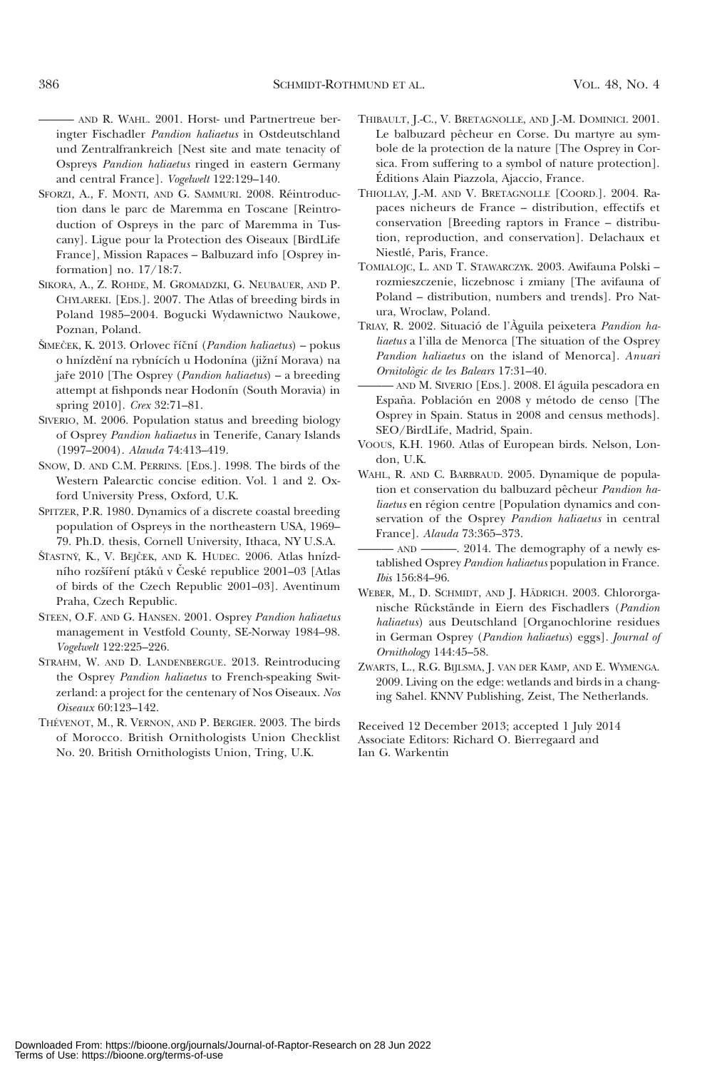——— AND R. WAHL. 2001. Horst- und Partnertreue beringter Fischadler *Pandion haliaetus* in Ostdeutschland und Zentralfrankreich [Nest site and mate tenacity of Ospreys *Pandion haliaetus* ringed in eastern Germany and central France]. *Vogelwelt* 122:129–140.

SFORZI, A., F. MONTI, AND G. SAMMURI. 2008. Réintroduction dans le parc de Maremma en Toscane [Reintroduction of Ospreys in the parc of Maremma in Tuscany]. Ligue pour la Protection des Oiseaux [BirdLife France], Mission Rapaces – Balbuzard info [Osprey information] no. 17/18:7.

SIKORA, A., Z. ROHDE, M. GROMADZKI, G. NEUBAUER, AND P. CHYLAREKI. [EDS.]. 2007. The Atlas of breeding birds in Poland 1985–2004. Bogucki Wydawnictwo Naukowe, Poznan, Poland.

ŠIMEČEK, K. 2013. Orlovec říční (*Pandion haliaetus*) – pokus o hnízdění na rybnících u Hodonína (jižní Morava) na jaře 2010 [The Osprey (*Pandion haliaetus*) – a breeding attempt at fishponds near Hodonín (South Moravia) in spring 2010]. *Crex* 32:71–81.

SIVERIO, M. 2006. Population status and breeding biology of Osprey *Pandion haliaetus* in Tenerife, Canary Islands (1997–2004). *Alauda* 74:413–419.

SNOW, D. AND C.M. PERRINS. [EDS.]. 1998. The birds of the Western Palearctic concise edition. Vol. 1 and 2. Oxford University Press, Oxford, U.K.

SPITZER, P.R. 1980. Dynamics of a discrete coastal breeding population of Ospreys in the northeastern USA, 1969–79. Ph.D. thesis, Cornell University, Ithaca, NY U.S.A.

ŠŤASTNÝ, K., V. BEJČEK, AND K. HUDEC. 2006. Atlas hnízdního rozšíření ptáků v České republice 2001–03 [Atlas of birds of the Czech Republic 2001–03]. Aventinum Praha, Czech Republic.

STEEN, O.F. AND G. HANSEN. 2001. Osprey *Pandion haliaetus* management in Vestfold County, SE-Norway 1984–98. *Vogelwelt* 122:225–226.

STRAHM, W. AND D. LANDENBERGUE. 2013. Reintroducing the Osprey *Pandion haliaetus* to French-speaking Switzerland: a project for the centenary of Nos Oiseaux. *Nos Oiseaux* 60:123–142.

THÉVENOT, M., R. VERNON, AND P. BERGIER. 2003. The birds of Morocco. British Ornithologists Union Checklist No. 20. British Ornithologists Union, Tring, U.K.

THIBAULT, J.-C., V. BRETAGNOLLE, AND J.-M. DOMINICI. 2001. Le balbuzard pêcheur en Corse. Du martyre au symbole de la protection de la nature [The Osprey in Corsica. From suffering to a symbol of nature protection]. Éditions Alain Piazzola, Ajaccio, France.

THIOLLAY, J.-M. AND V. BRETAGNOLLE [COORD.]. 2004. Rapaces nicheurs de France – distribution, effectifs et conservation [Breeding raptors in France – distribution, reproduction, and conservation]. Delachaux et Niestlé, Paris, France.

TOMIALOJC, L. AND T. STAWARCZYK. 2003. Awifauna Polski – rozmieszczenie, liczebnosc i zmiany [The avifauna of Poland – distribution, numbers and trends]. Pro Natura, Wroclaw, Poland.

TRIAY, R. 2002. Situació de l'Àguila peixetera *Pandion haliaetus* a l'illa de Menorca [The situation of the Osprey *Pandion haliaetus* on the island of Menorca]. *Anuari Ornitològic de les Balears* 17:31–40.

——— AND M. SIVERIO [EDS.]. 2008. El águila pescadora en España. Población en 2008 y método de censo [The Osprey in Spain. Status in 2008 and census methods]. SEO/BirdLife, Madrid, Spain.

VOOUS, K.H. 1960. Atlas of European birds. Nelson, London, U.K.

WAHL, R. AND C. BARBRAUD. 2005. Dynamique de population et conservation du balbuzard pêcheur *Pandion haliaetus* en région centre [Population dynamics and conservation of the Osprey *Pandion haliaetus* in central France]. *Alauda* 73:365–373.

——— AND ———. 2014. The demography of a newly established Osprey *Pandion haliaetus* population in France. *Ibis* 156:84–96.

WEBER, M., D. SCHMIDT, AND J. HÄDRICH. 2003. Chlororganische Rückstände in Eiern des Fischadlers (*Pandion haliaetus*) aus Deutschland [Organochlorine residues in German Osprey (*Pandion haliaetus*) eggs]. *Journal of Ornithology* 144:45–58.

ZWARTS, L., R.G. BIJLSMA, J. VAN DER KAMP, AND E. WYMENGA. 2009. Living on the edge: wetlands and birds in a changing Sahel. KNNV Publishing, Zeist, The Netherlands.

Received 12 December 2013; accepted 1 July 2014
Associate Editors: Richard O. Bierregaard and Ian G. Warkentin